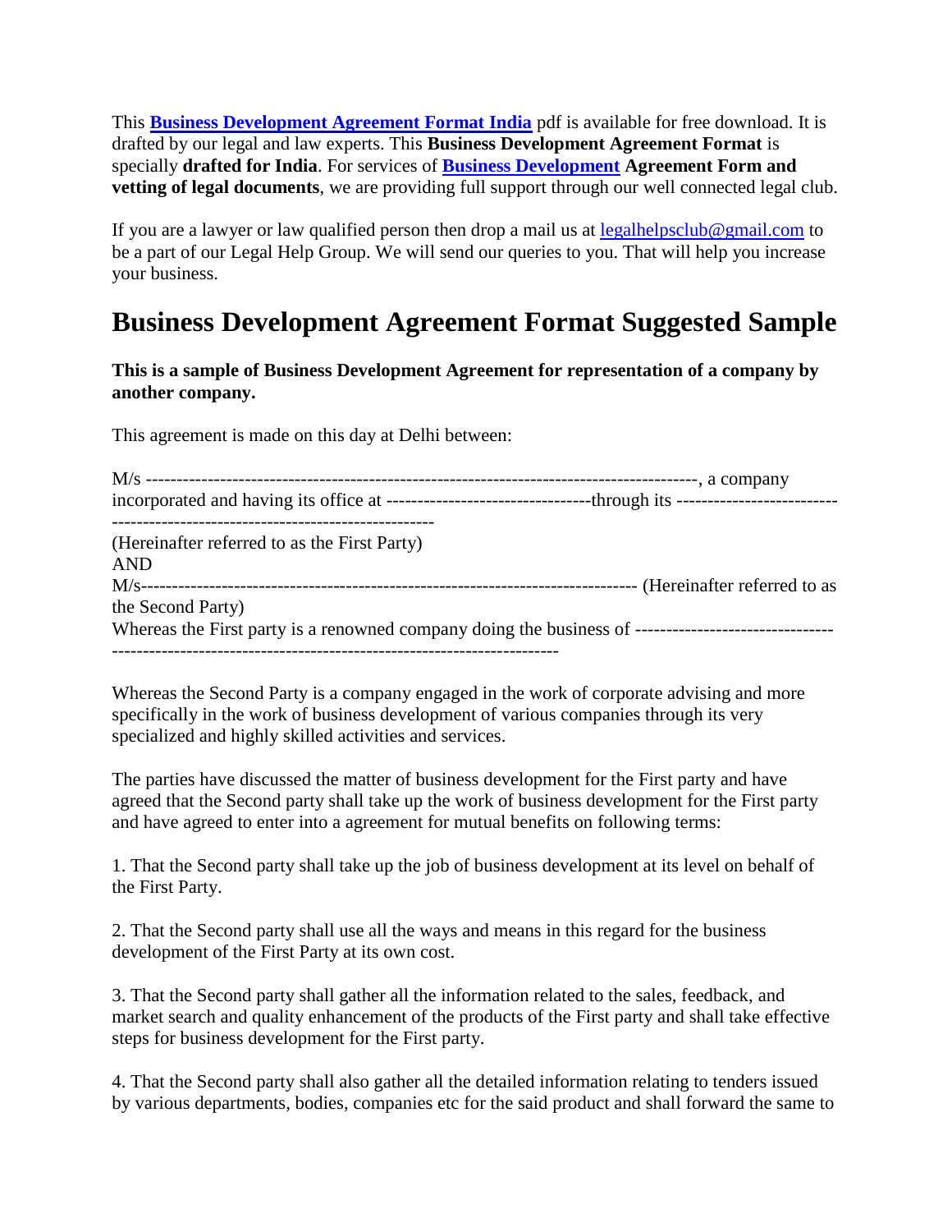This **[Business Development Agreement Format India]()** pdf is available for free download. It is drafted by our legal and law experts. This **Business Development Agreement Format** is specially **drafted for India**. For services of **[Business Development]() Agreement Form and vetting of legal documents**, we are providing full support through our well connected legal club.

If you are a lawyer or law qualified person then drop a mail us at legalhelpsclub@gmail.com to be a part of our Legal Help Group. We will send our queries to you. That will help you increase your business.

# Business Development Agreement Format Suggested Sample

**This is a sample of Business Development Agreement for representation of a company by another company.**

This agreement is made on this day at Delhi between:

M/s ----------------------------------------------------------------------------------------, a company incorporated and having its office at ---------------------------------through its ---------------------------------------------------------------------------
(Hereinafter referred to as the First Party)
AND
M/s-------------------------------------------------------------------------------- (Hereinafter referred to as the Second Party)
Whereas the First party is a renowned company doing the business of --------------------------------------------------------------------------------------------------------

Whereas the Second Party is a company engaged in the work of corporate advising and more specifically in the work of business development of various companies through its very specialized and highly skilled activities and services.

The parties have discussed the matter of business development for the First party and have agreed that the Second party shall take up the work of business development for the First party and have agreed to enter into a agreement for mutual benefits on following terms:

1. That the Second party shall take up the job of business development at its level on behalf of the First Party.

2. That the Second party shall use all the ways and means in this regard for the business development of the First Party at its own cost.

3. That the Second party shall gather all the information related to the sales, feedback, and market search and quality enhancement of the products of the First party and shall take effective steps for business development for the First party.

4. That the Second party shall also gather all the detailed information relating to tenders issued by various departments, bodies, companies etc for the said product and shall forward the same to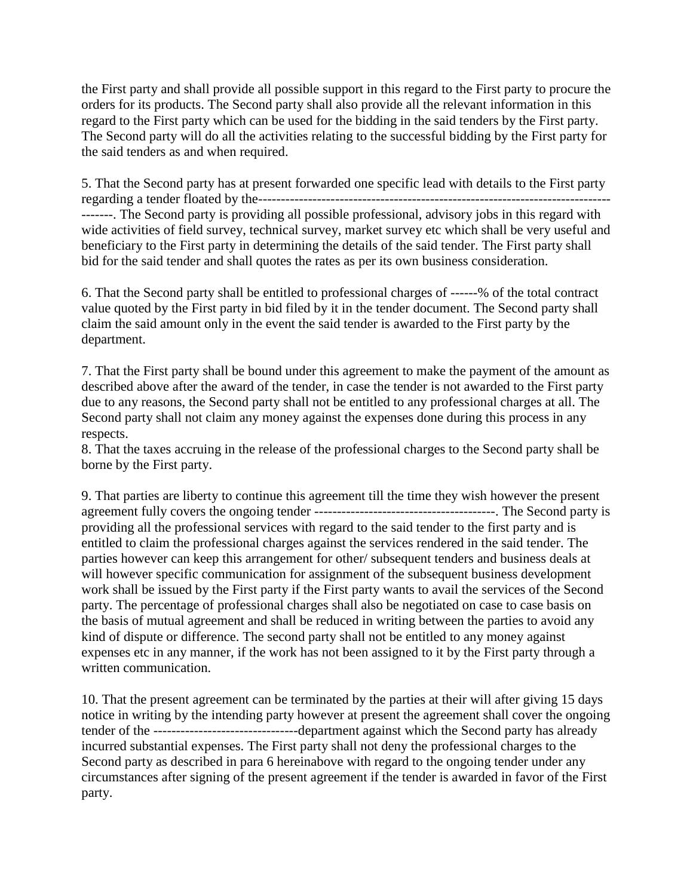the First party and shall provide all possible support in this regard to the First party to procure the orders for its products. The Second party shall also provide all the relevant information in this regard to the First party which can be used for the bidding in the said tenders by the First party. The Second party will do all the activities relating to the successful bidding by the First party for the said tenders as and when required.

5. That the Second party has at present forwarded one specific lead with details to the First party regarding a tender floated by the-------------------------------------------------------------------------------------. The Second party is providing all possible professional, advisory jobs in this regard with wide activities of field survey, technical survey, market survey etc which shall be very useful and beneficiary to the First party in determining the details of the said tender. The First party shall bid for the said tender and shall quotes the rates as per its own business consideration.

6. That the Second party shall be entitled to professional charges of ------% of the total contract value quoted by the First party in bid filed by it in the tender document. The Second party shall claim the said amount only in the event the said tender is awarded to the First party by the department.

7. That the First party shall be bound under this agreement to make the payment of the amount as described above after the award of the tender, in case the tender is not awarded to the First party due to any reasons, the Second party shall not be entitled to any professional charges at all. The Second party shall not claim any money against the expenses done during this process in any respects.

8. That the taxes accruing in the release of the professional charges to the Second party shall be borne by the First party.

9. That parties are liberty to continue this agreement till the time they wish however the present agreement fully covers the ongoing tender ----------------------------------------. The Second party is providing all the professional services with regard to the said tender to the first party and is entitled to claim the professional charges against the services rendered in the said tender. The parties however can keep this arrangement for other/ subsequent tenders and business deals at will however specific communication for assignment of the subsequent business development work shall be issued by the First party if the First party wants to avail the services of the Second party. The percentage of professional charges shall also be negotiated on case to case basis on the basis of mutual agreement and shall be reduced in writing between the parties to avoid any kind of dispute or difference. The second party shall not be entitled to any money against expenses etc in any manner, if the work has not been assigned to it by the First party through a written communication.

10. That the present agreement can be terminated by the parties at their will after giving 15 days notice in writing by the intending party however at present the agreement shall cover the ongoing tender of the -------------------------------department against which the Second party has already incurred substantial expenses. The First party shall not deny the professional charges to the Second party as described in para 6 hereinabove with regard to the ongoing tender under any circumstances after signing of the present agreement if the tender is awarded in favor of the First party.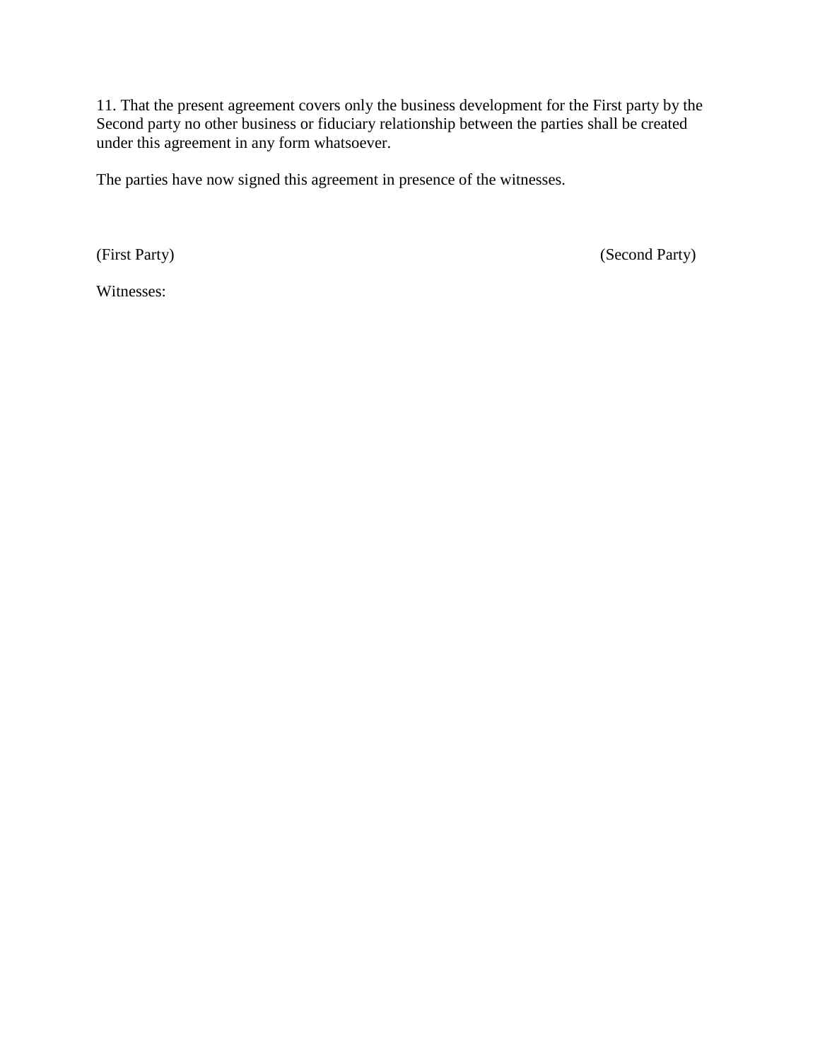11. That the present agreement covers only the business development for the First party by the Second party no other business or fiduciary relationship between the parties shall be created under this agreement in any form whatsoever.

The parties have now signed this agreement in presence of the witnesses.

(First Party) (Second Party)

Witnesses: